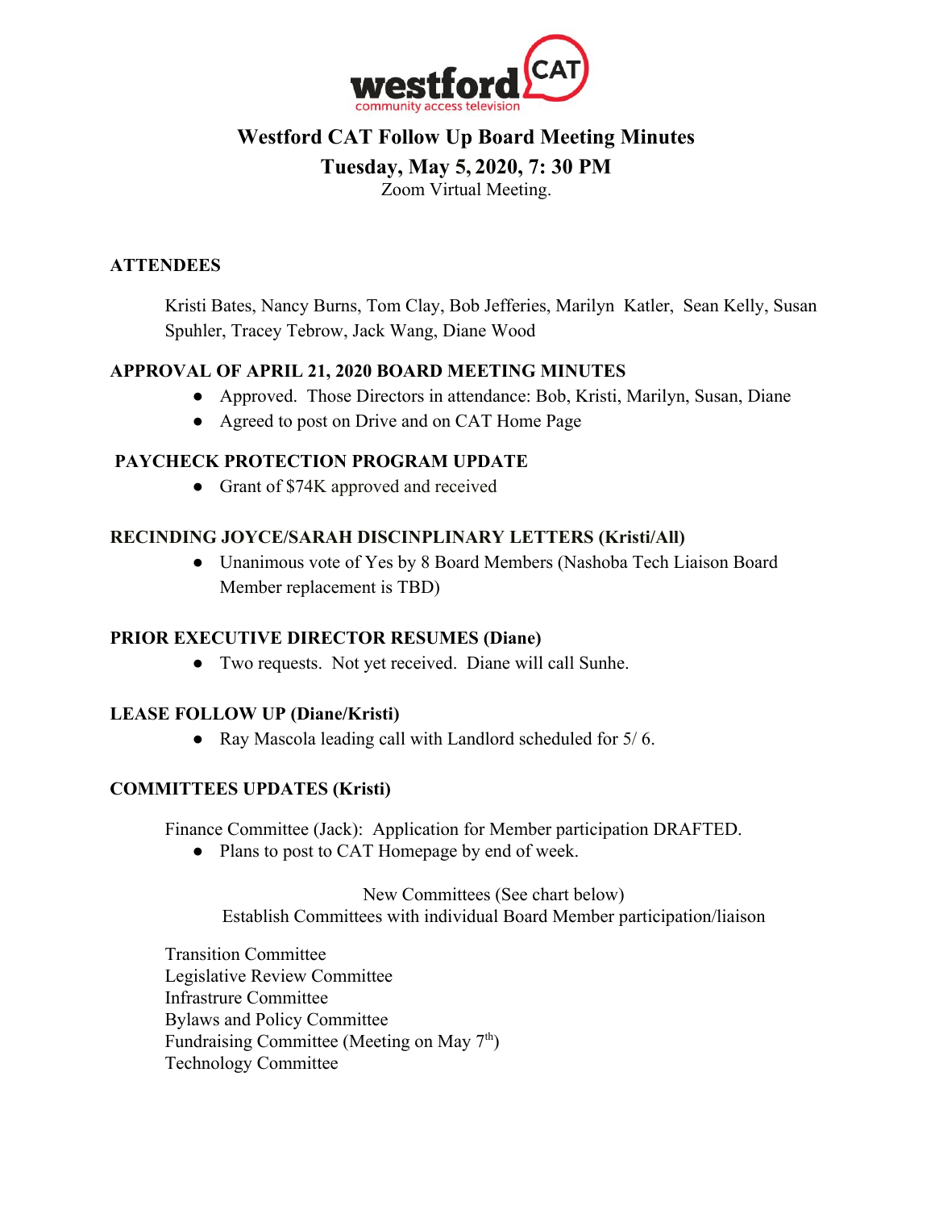# Westford CAT Follow Up Board Meeting Minutes

## Tuesday, May 5, 2020, 7: 30 PM

Zoom Virtual Meeting.

### ATTENDEES

Kristi Bates, Nancy Burns, Tom Clay, Bob Jefferies, Marilyn Katler, Sean Kelly, Susan Spuhler, Tracey Tebrow, Jack Wang, Diane Wood

### APPROVAL OF APRIL 21, 2020 BOARD MEETING MINUTES

- Approved. Those Directors in attendance: Bob, Kristi, Marilyn, Susan, Diane
- Agreed to post on Drive and on CAT Home Page

### PAYCHECK PROTECTION PROGRAM UPDATE

- Grant of $74K approved and received

### RECINDING JOYCE/SARAH DISCINPLINARY LETTERS (Kristi/All)

- Unanimous vote of Yes by 8 Board Members (Nashoba Tech Liaison Board Member replacement is TBD)

### PRIOR EXECUTIVE DIRECTOR RESUMES (Diane)

- Two requests. Not yet received. Diane will call Sunhe.

### LEASE FOLLOW UP (Diane/Kristi)

- Ray Mascola leading call with Landlord scheduled for 5/ 6.

### COMMITTEES UPDATES (Kristi)

Finance Committee (Jack): Application for Member participation DRAFTED.

- Plans to post to CAT Homepage by end of week.

New Committees (See chart below)
Establish Committees with individual Board Member participation/liaison

Transition Committee
Legislative Review Committee
Infrastrure Committee
Bylaws and Policy Committee
Fundraising Committee (Meeting on May 7th)
Technology Committee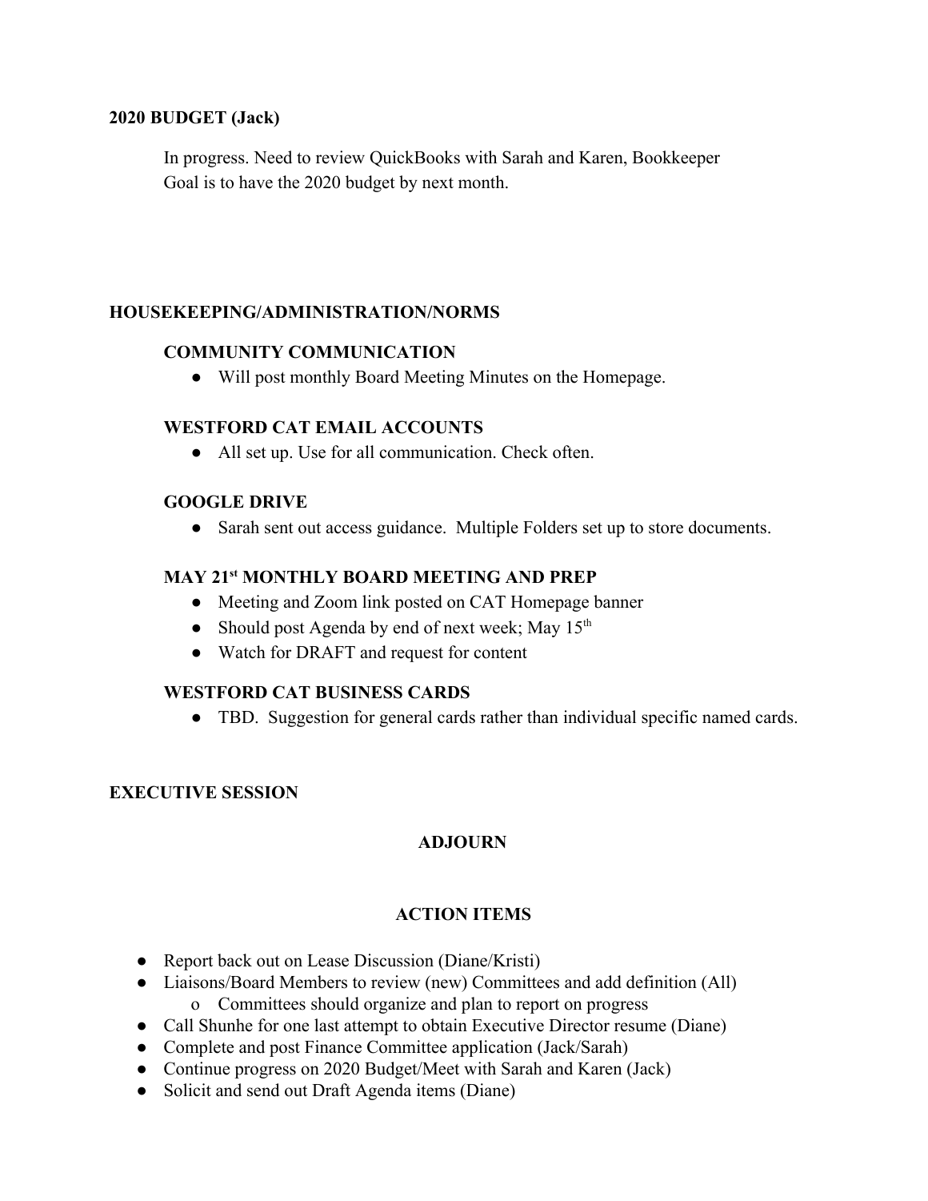**2020 BUDGET (Jack)**

In progress. Need to review QuickBooks with Sarah and Karen, Bookkeeper
Goal is to have the 2020 budget by next month.

**HOUSEKEEPING/ADMINISTRATION/NORMS**

**COMMUNITY COMMUNICATION**

- Will post monthly Board Meeting Minutes on the Homepage.

**WESTFORD CAT EMAIL ACCOUNTS**

- All set up. Use for all communication. Check often.

**GOOGLE DRIVE**

- Sarah sent out access guidance. Multiple Folders set up to store documents.

**MAY 21st MONTHLY BOARD MEETING AND PREP**

- Meeting and Zoom link posted on CAT Homepage banner
- Should post Agenda by end of next week; May 15th
- Watch for DRAFT and request for content

**WESTFORD CAT BUSINESS CARDS**

- TBD. Suggestion for general cards rather than individual specific named cards.

**EXECUTIVE SESSION**

**ADJOURN**

**ACTION ITEMS**

- Report back out on Lease Discussion (Diane/Kristi)
- Liaisons/Board Members to review (new) Committees and add definition (All)
    - Committees should organize and plan to report on progress
- Call Shunhe for one last attempt to obtain Executive Director resume (Diane)
- Complete and post Finance Committee application (Jack/Sarah)
- Continue progress on 2020 Budget/Meet with Sarah and Karen (Jack)
- Solicit and send out Draft Agenda items (Diane)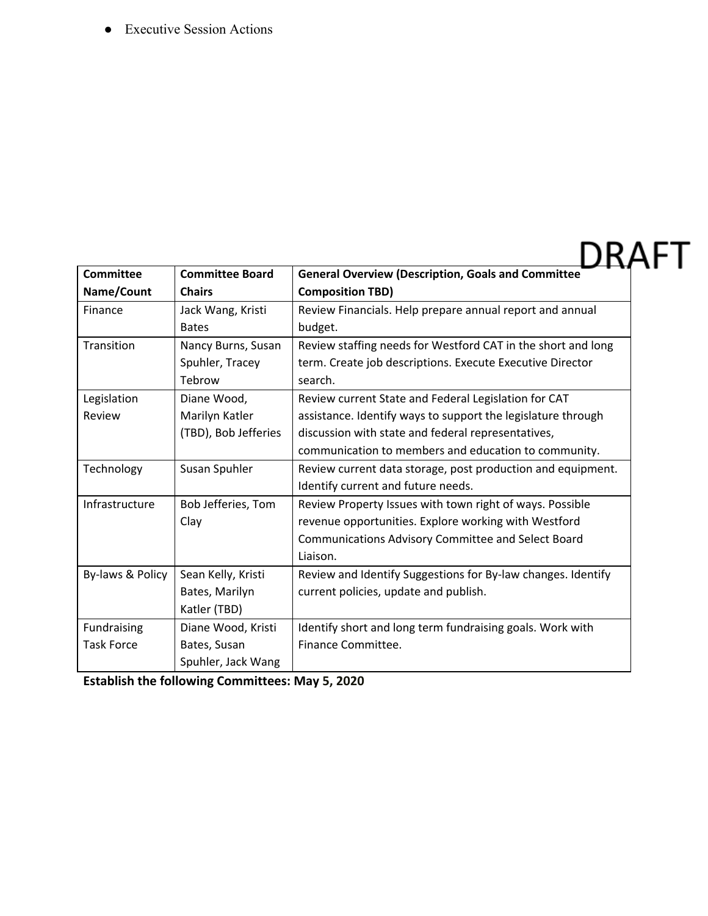- Executive Session Actions

DRAFT

| Committee Name/Count | Committee Board Chairs | General Overview (Description, Goals and Committee Composition TBD) |
|---|---|---|
| Finance | Jack Wang, Kristi Bates | Review Financials. Help prepare annual report and annual budget. |
| Transition | Nancy Burns, Susan Spuhler, Tracey Tebrow | Review staffing needs for Westford CAT in the short and long term. Create job descriptions. Execute Executive Director search. |
| Legislation Review | Diane Wood, Marilyn Katler (TBD), Bob Jefferies | Review current State and Federal Legislation for CAT assistance. Identify ways to support the legislature through discussion with state and federal representatives, communication to members and education to community. |
| Technology | Susan Spuhler | Review current data storage, post production and equipment. Identify current and future needs. |
| Infrastructure | Bob Jefferies, Tom Clay | Review Property Issues with town right of ways. Possible revenue opportunities. Explore working with Westford Communications Advisory Committee and Select Board Liaison. |
| By-laws & Policy | Sean Kelly, Kristi Bates, Marilyn Katler (TBD) | Review and Identify Suggestions for By-law changes. Identify current policies, update and publish. |
| Fundraising Task Force | Diane Wood, Kristi Bates, Susan Spuhler, Jack Wang | Identify short and long term fundraising goals. Work with Finance Committee. |

**Establish the following Committees: May 5, 2020**